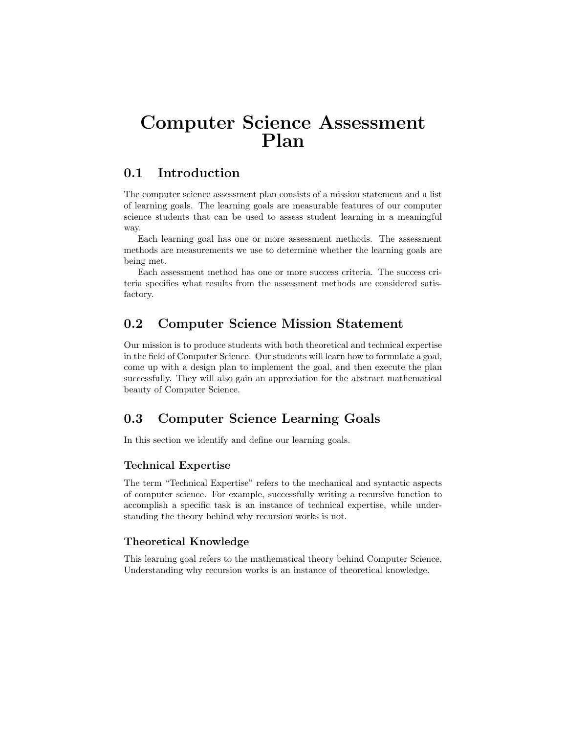# Computer Science Assessment Plan

## 0.1 Introduction

The computer science assessment plan consists of a mission statement and a list of learning goals. The learning goals are measurable features of our computer science students that can be used to assess student learning in a meaningful way.

Each learning goal has one or more assessment methods. The assessment methods are measurements we use to determine whether the learning goals are being met.

Each assessment method has one or more success criteria. The success criteria specifies what results from the assessment methods are considered satisfactory.

## 0.2 Computer Science Mission Statement

Our mission is to produce students with both theoretical and technical expertise in the field of Computer Science. Our students will learn how to formulate a goal, come up with a design plan to implement the goal, and then execute the plan successfully. They will also gain an appreciation for the abstract mathematical beauty of Computer Science.

## 0.3 Computer Science Learning Goals

In this section we identify and define our learning goals.

### Technical Expertise

The term "Technical Expertise" refers to the mechanical and syntactic aspects of computer science. For example, successfully writing a recursive function to accomplish a specific task is an instance of technical expertise, while understanding the theory behind why recursion works is not.

### Theoretical Knowledge

This learning goal refers to the mathematical theory behind Computer Science. Understanding why recursion works is an instance of theoretical knowledge.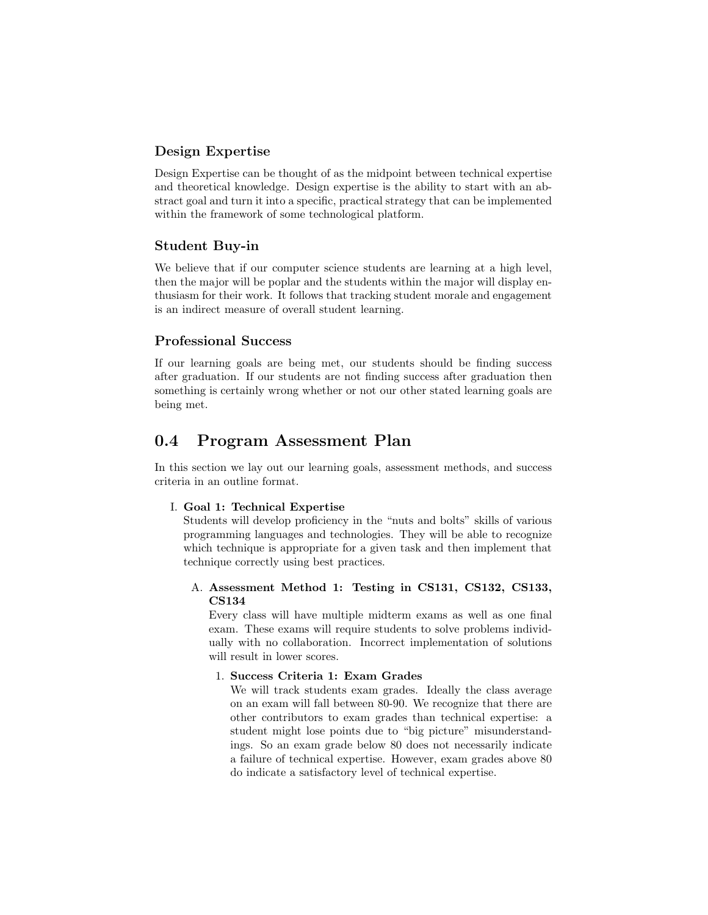### Design Expertise

Design Expertise can be thought of as the midpoint between technical expertise and theoretical knowledge. Design expertise is the ability to start with an abstract goal and turn it into a specific, practical strategy that can be implemented within the framework of some technological platform.

### Student Buy-in

We believe that if our computer science students are learning at a high level, then the major will be poplar and the students within the major will display enthusiasm for their work. It follows that tracking student morale and engagement is an indirect measure of overall student learning.

### Professional Success

If our learning goals are being met, our students should be finding success after graduation. If our students are not finding success after graduation then something is certainly wrong whether or not our other stated learning goals are being met.

## 0.4 Program Assessment Plan

In this section we lay out our learning goals, assessment methods, and success criteria in an outline format.

I. **Goal 1: Technical Expertise**
   Students will develop proficiency in the "nuts and bolts" skills of various programming languages and technologies. They will be able to recognize which technique is appropriate for a given task and then implement that technique correctly using best practices.

   A. **Assessment Method 1: Testing in CS131, CS132, CS133, CS134**
      Every class will have multiple midterm exams as well as one final exam. These exams will require students to solve problems individually with no collaboration. Incorrect implementation of solutions will result in lower scores.

      1. **Success Criteria 1: Exam Grades**
         We will track students exam grades. Ideally the class average on an exam will fall between 80-90. We recognize that there are other contributors to exam grades than technical expertise: a student might lose points due to "big picture" misunderstandings. So an exam grade below 80 does not necessarily indicate a failure of technical expertise. However, exam grades above 80 do indicate a satisfactory level of technical expertise.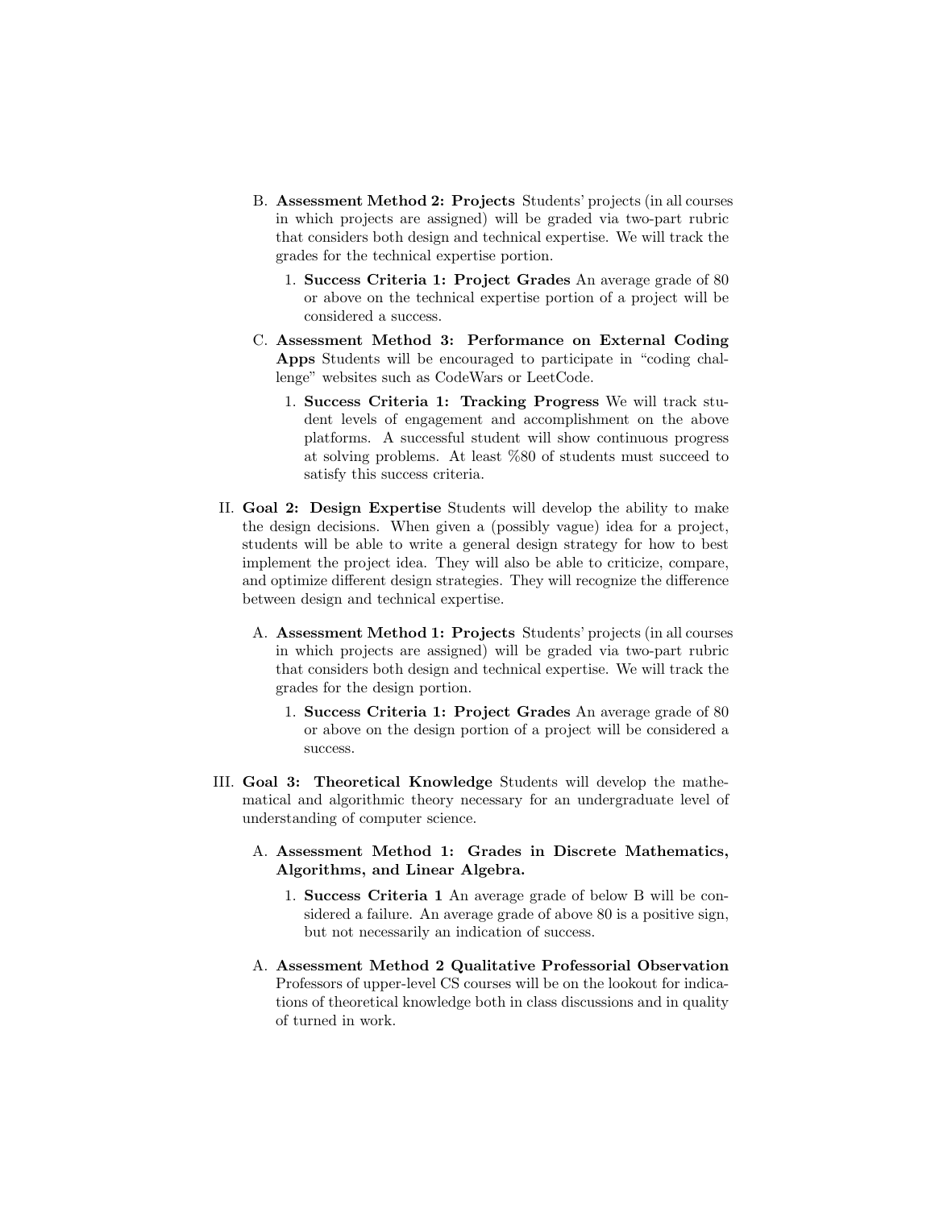B. **Assessment Method 2: Projects** Students' projects (in all courses in which projects are assigned) will be graded via two-part rubric that considers both design and technical expertise. We will track the grades for the technical expertise portion.

   1. **Success Criteria 1: Project Grades** An average grade of 80 or above on the technical expertise portion of a project will be considered a success.

C. **Assessment Method 3: Performance on External Coding Apps** Students will be encouraged to participate in "coding challenge" websites such as CodeWars or LeetCode.

   1. **Success Criteria 1: Tracking Progress** We will track student levels of engagement and accomplishment on the above platforms. A successful student will show continuous progress at solving problems. At least %80 of students must succeed to satisfy this success criteria.

II. **Goal 2: Design Expertise** Students will develop the ability to make the design decisions. When given a (possibly vague) idea for a project, students will be able to write a general design strategy for how to best implement the project idea. They will also be able to criticize, compare, and optimize different design strategies. They will recognize the difference between design and technical expertise.

   A. **Assessment Method 1: Projects** Students' projects (in all courses in which projects are assigned) will be graded via two-part rubric that considers both design and technical expertise. We will track the grades for the design portion.

      1. **Success Criteria 1: Project Grades** An average grade of 80 or above on the design portion of a project will be considered a success.

III. **Goal 3: Theoretical Knowledge** Students will develop the mathematical and algorithmic theory necessary for an undergraduate level of understanding of computer science.

   A. **Assessment Method 1: Grades in Discrete Mathematics, Algorithms, and Linear Algebra.**

      1. **Success Criteria 1** An average grade of below B will be considered a failure. An average grade of above 80 is a positive sign, but not necessarily an indication of success.

   A. **Assessment Method 2 Qualitative Professorial Observation** Professors of upper-level CS courses will be on the lookout for indications of theoretical knowledge both in class discussions and in quality of turned in work.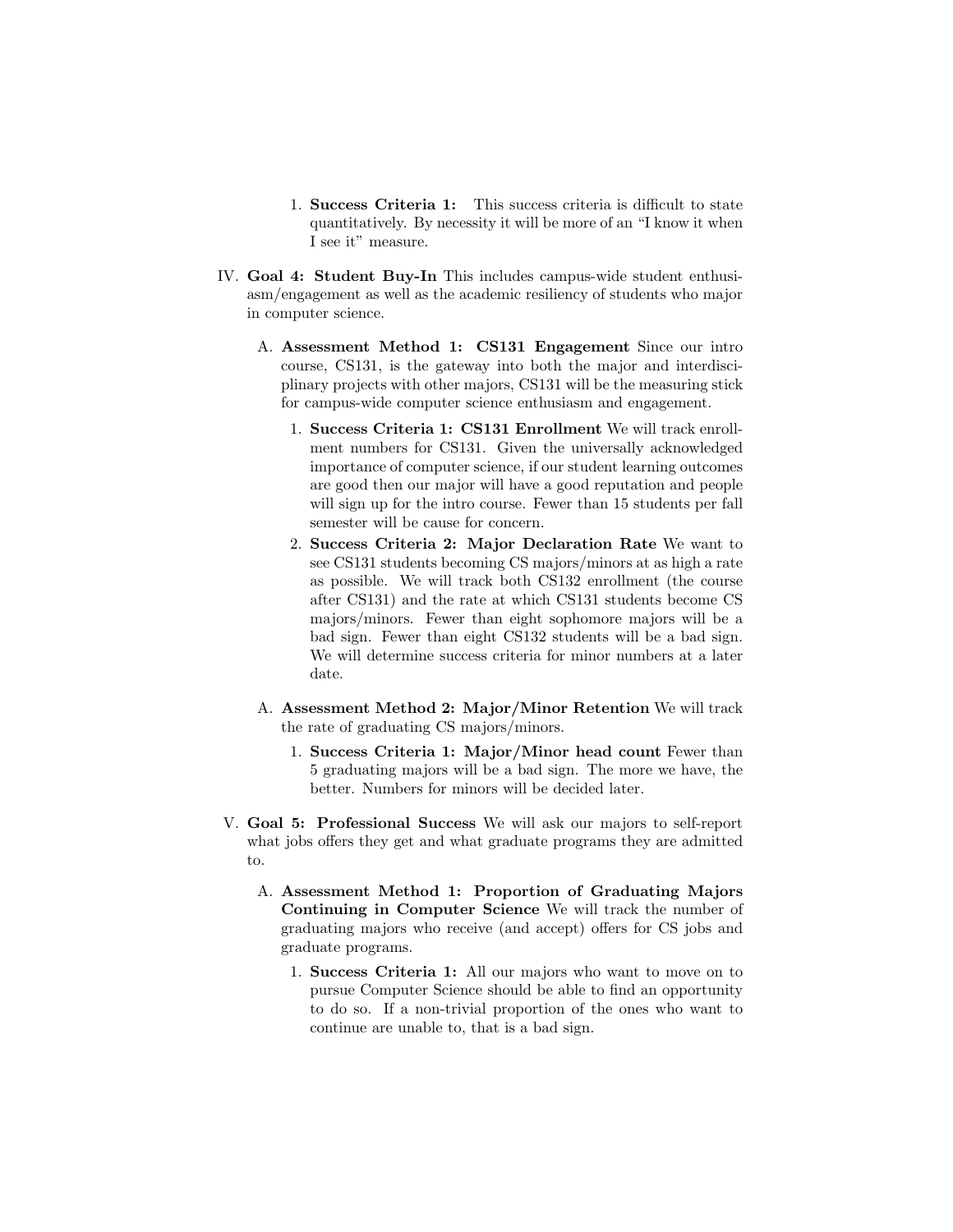1. **Success Criteria 1:** This success criteria is difficult to state quantitatively. By necessity it will be more of an "I know it when I see it" measure.

IV. **Goal 4: Student Buy-In** This includes campus-wide student enthusiasm/engagement as well as the academic resiliency of students who major in computer science.

   A. **Assessment Method 1: CS131 Engagement** Since our intro course, CS131, is the gateway into both the major and interdisciplinary projects with other majors, CS131 will be the measuring stick for campus-wide computer science enthusiasm and engagement.

      1. **Success Criteria 1: CS131 Enrollment** We will track enrollment numbers for CS131. Given the universally acknowledged importance of computer science, if our student learning outcomes are good then our major will have a good reputation and people will sign up for the intro course. Fewer than 15 students per fall semester will be cause for concern.
      2. **Success Criteria 2: Major Declaration Rate** We want to see CS131 students becoming CS majors/minors at as high a rate as possible. We will track both CS132 enrollment (the course after CS131) and the rate at which CS131 students become CS majors/minors. Fewer than eight sophomore majors will be a bad sign. Fewer than eight CS132 students will be a bad sign. We will determine success criteria for minor numbers at a later date.

   A. **Assessment Method 2: Major/Minor Retention** We will track the rate of graduating CS majors/minors.

      1. **Success Criteria 1: Major/Minor head count** Fewer than 5 graduating majors will be a bad sign. The more we have, the better. Numbers for minors will be decided later.

V. **Goal 5: Professional Success** We will ask our majors to self-report what jobs offers they get and what graduate programs they are admitted to.

   A. **Assessment Method 1: Proportion of Graduating Majors Continuing in Computer Science** We will track the number of graduating majors who receive (and accept) offers for CS jobs and graduate programs.

      1. **Success Criteria 1:** All our majors who want to move on to pursue Computer Science should be able to find an opportunity to do so. If a non-trivial proportion of the ones who want to continue are unable to, that is a bad sign.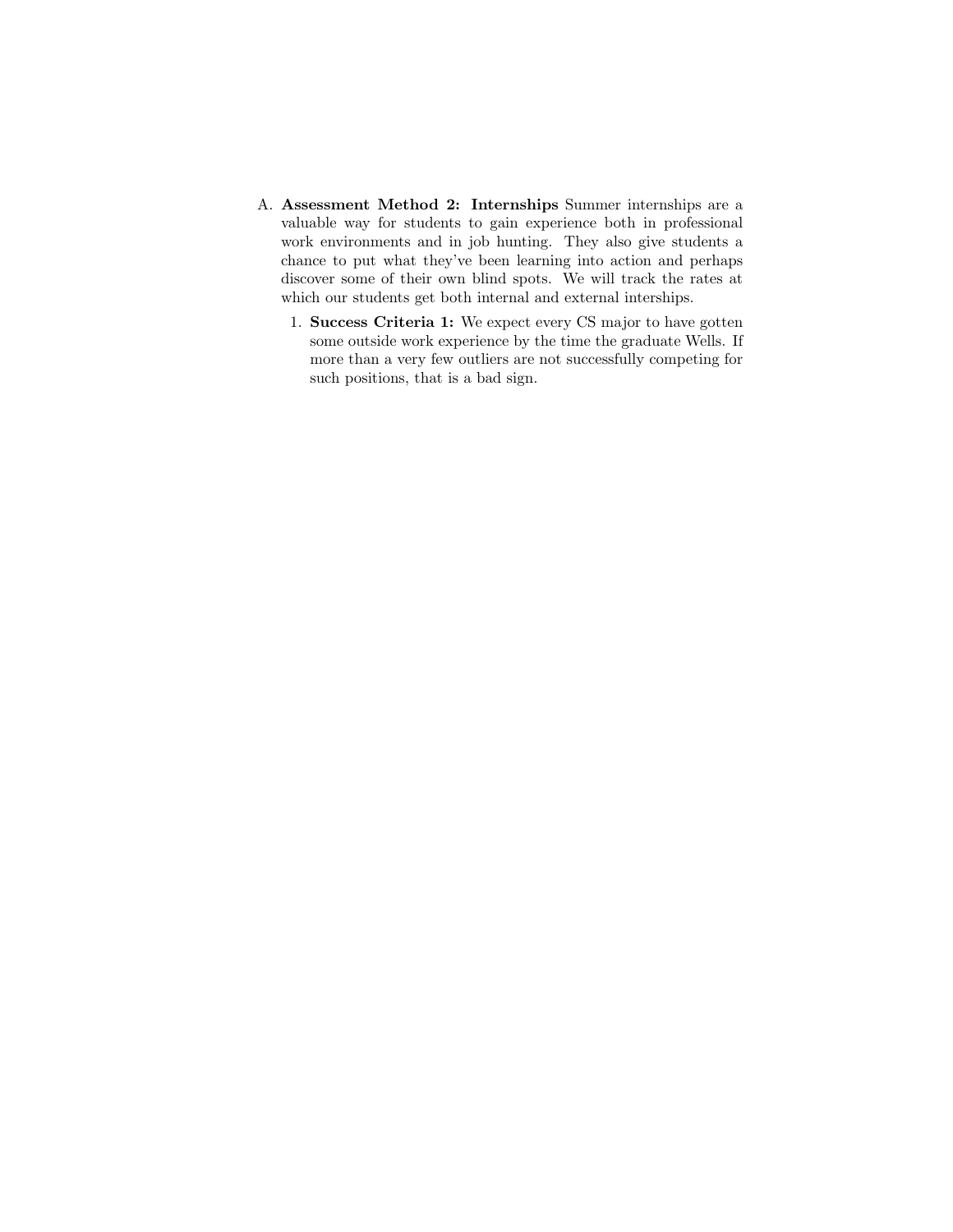A. **Assessment Method 2: Internships** Summer internships are a valuable way for students to gain experience both in professional work environments and in job hunting. They also give students a chance to put what they've been learning into action and perhaps discover some of their own blind spots. We will track the rates at which our students get both internal and external interships.

   1. **Success Criteria 1:** We expect every CS major to have gotten some outside work experience by the time the graduate Wells. If more than a very few outliers are not successfully competing for such positions, that is a bad sign.